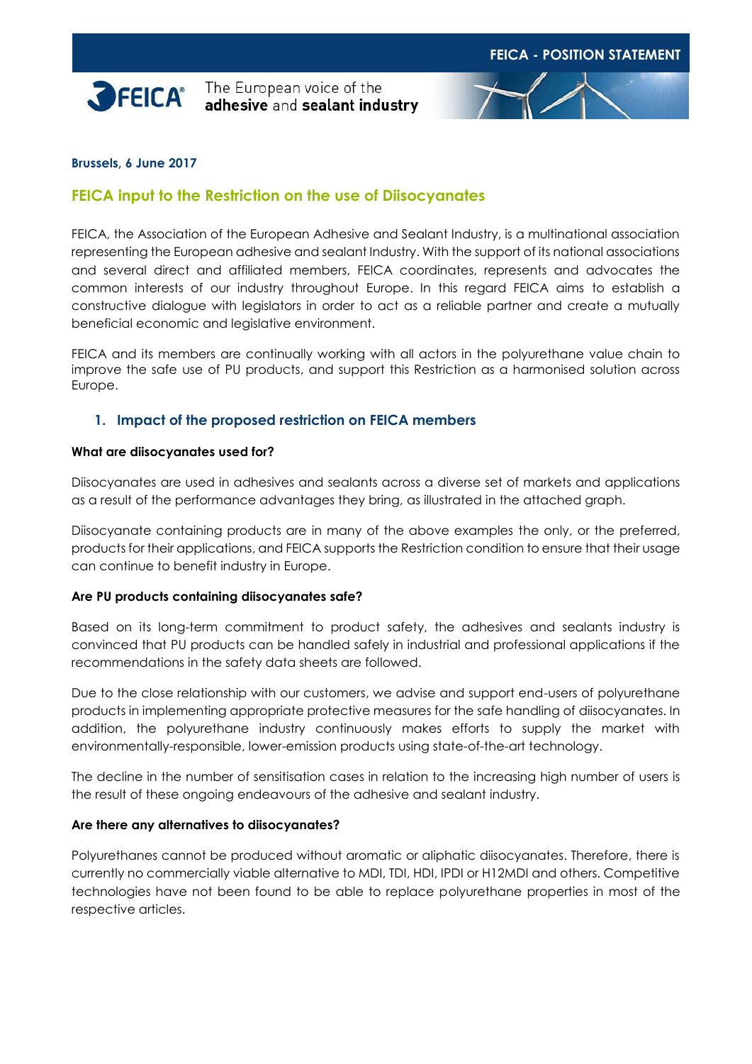FEICA - POSITION STATEMENT

FEICA® The European voice of the **adhesive** and **sealant industry**

**Brussels, 6 June 2017**

# FEICA input to the Restriction on the use of Diisocyanates

FEICA, the Association of the European Adhesive and Sealant Industry, is a multinational association representing the European adhesive and sealant Industry. With the support of its national associations and several direct and affiliated members, FEICA coordinates, represents and advocates the common interests of our industry throughout Europe. In this regard FEICA aims to establish a constructive dialogue with legislators in order to act as a reliable partner and create a mutually beneficial economic and legislative environment.

FEICA and its members are continually working with all actors in the polyurethane value chain to improve the safe use of PU products, and support this Restriction as a harmonised solution across Europe.

## 1. Impact of the proposed restriction on FEICA members

**What are diisocyanates used for?**

Diisocyanates are used in adhesives and sealants across a diverse set of markets and applications as a result of the performance advantages they bring, as illustrated in the attached graph.

Diisocyanate containing products are in many of the above examples the only, or the preferred, products for their applications, and FEICA supports the Restriction condition to ensure that their usage can continue to benefit industry in Europe.

**Are PU products containing diisocyanates safe?**

Based on its long-term commitment to product safety, the adhesives and sealants industry is convinced that PU products can be handled safely in industrial and professional applications if the recommendations in the safety data sheets are followed.

Due to the close relationship with our customers, we advise and support end-users of polyurethane products in implementing appropriate protective measures for the safe handling of diisocyanates. In addition, the polyurethane industry continuously makes efforts to supply the market with environmentally-responsible, lower-emission products using state-of-the-art technology.

The decline in the number of sensitisation cases in relation to the increasing high number of users is the result of these ongoing endeavours of the adhesive and sealant industry.

**Are there any alternatives to diisocyanates?**

Polyurethanes cannot be produced without aromatic or aliphatic diisocyanates. Therefore, there is currently no commercially viable alternative to MDI, TDI, HDI, IPDI or H12MDI and others. Competitive technologies have not been found to be able to replace polyurethane properties in most of the respective articles.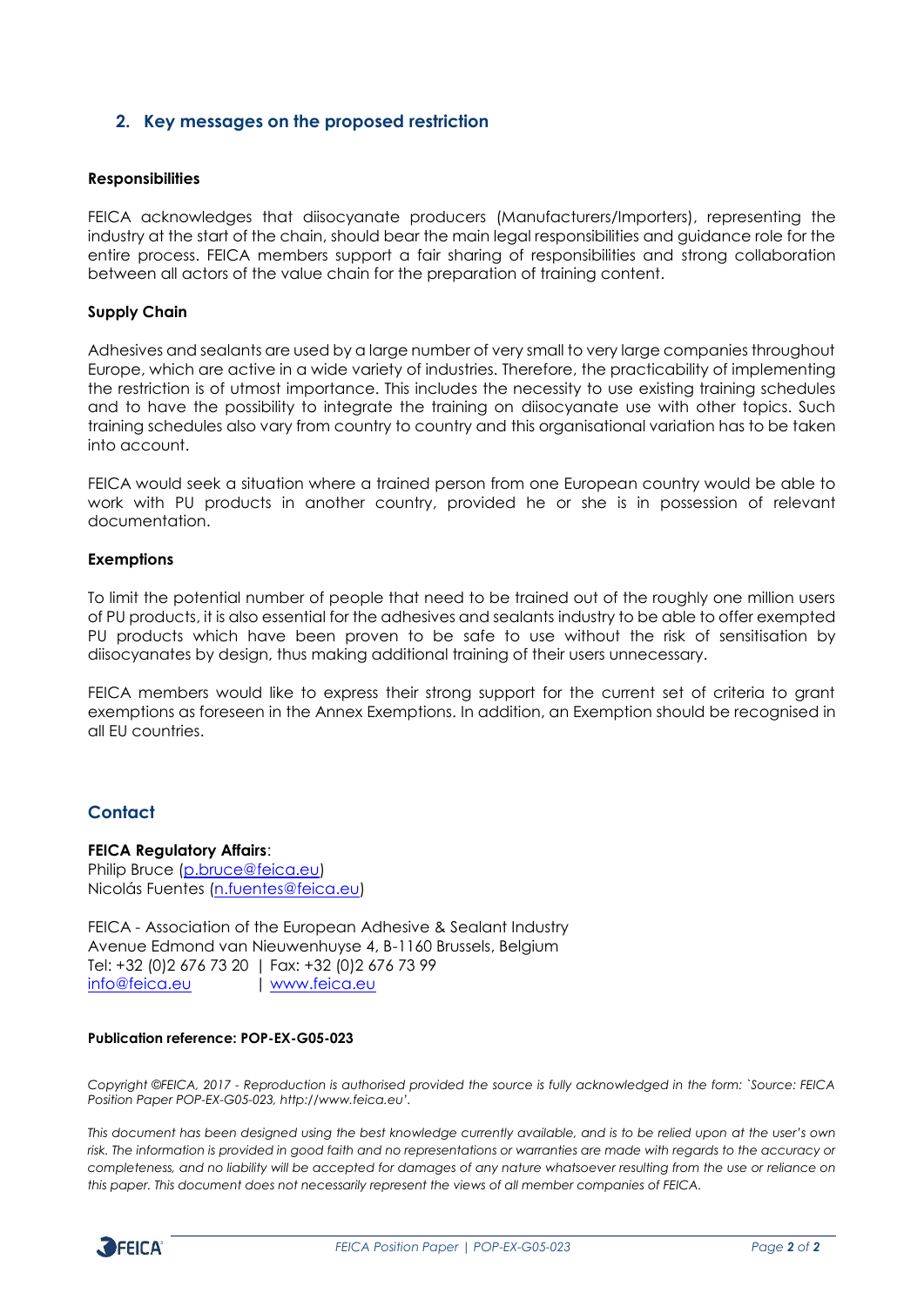## 2. Key messages on the proposed restriction

**Responsibilities**

FEICA acknowledges that diisocyanate producers (Manufacturers/Importers), representing the industry at the start of the chain, should bear the main legal responsibilities and guidance role for the entire process. FEICA members support a fair sharing of responsibilities and strong collaboration between all actors of the value chain for the preparation of training content.

**Supply Chain**

Adhesives and sealants are used by a large number of very small to very large companies throughout Europe, which are active in a wide variety of industries. Therefore, the practicability of implementing the restriction is of utmost importance. This includes the necessity to use existing training schedules and to have the possibility to integrate the training on diisocyanate use with other topics. Such training schedules also vary from country to country and this organisational variation has to be taken into account.

FEICA would seek a situation where a trained person from one European country would be able to work with PU products in another country, provided he or she is in possession of relevant documentation.

**Exemptions**

To limit the potential number of people that need to be trained out of the roughly one million users of PU products, it is also essential for the adhesives and sealants industry to be able to offer exempted PU products which have been proven to be safe to use without the risk of sensitisation by diisocyanates by design, thus making additional training of their users unnecessary.

FEICA members would like to express their strong support for the current set of criteria to grant exemptions as foreseen in the Annex Exemptions. In addition, an Exemption should be recognised in all EU countries.

## Contact

**FEICA Regulatory Affairs**:
Philip Bruce (p.bruce@feica.eu)
Nicolás Fuentes (n.fuentes@feica.eu)

FEICA - Association of the European Adhesive & Sealant Industry
Avenue Edmond van Nieuwenhuyse 4, B-1160 Brussels, Belgium
Tel: +32 (0)2 676 73 20 | Fax: +32 (0)2 676 73 99
info@feica.eu | www.feica.eu

**Publication reference: POP-EX-G05-023**

*Copyright ©FEICA, 2017 - Reproduction is authorised provided the source is fully acknowledged in the form: `Source: FEICA Position Paper POP-EX-G05-023, http://www.feica.eu'.*

*This document has been designed using the best knowledge currently available, and is to be relied upon at the user's own risk. The information is provided in good faith and no representations or warranties are made with regards to the accuracy or completeness, and no liability will be accepted for damages of any nature whatsoever resulting from the use or reliance on this paper. This document does not necessarily represent the views of all member companies of FEICA.*